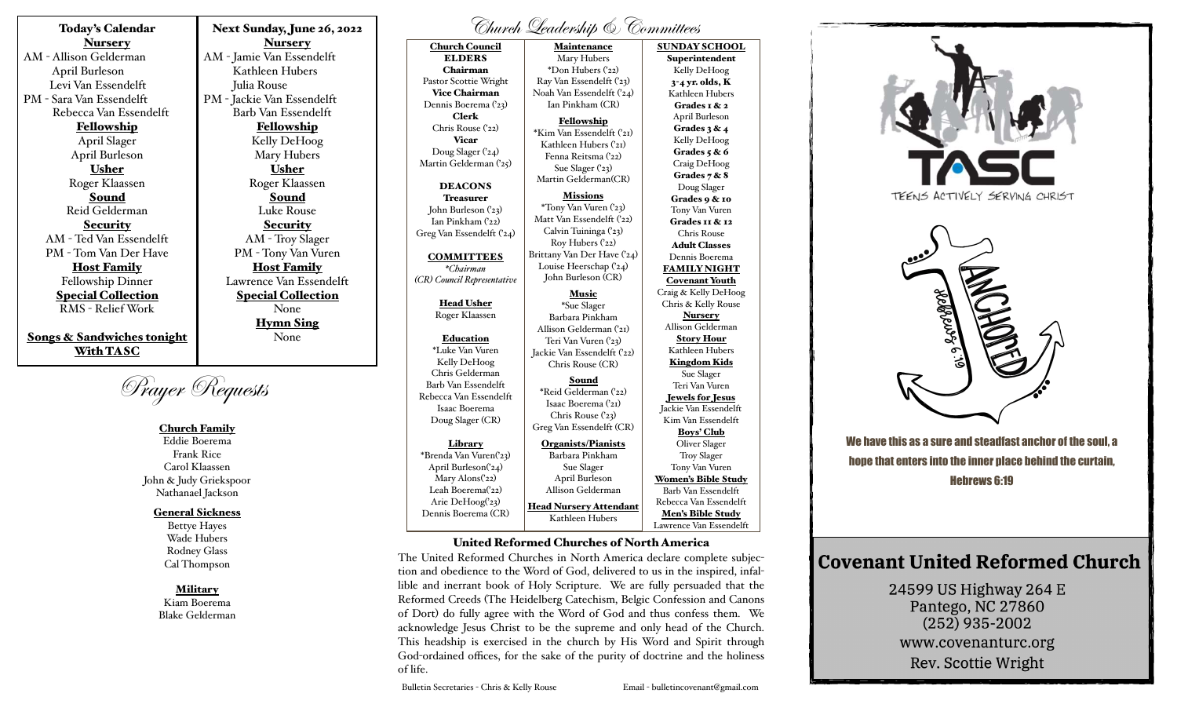## Today's Calendar

**Nursery**
AM - Allison Gelderman
April Burleson
Levi Van Essendelft
PM - Sara Van Essendelft
Rebecca Van Essendelft

**Fellowship**
April Slager
April Burleson

**Usher**
Roger Klaassen

**Sound**
Reid Gelderman

**Security**
AM - Ted Van Essendelft
PM - Tom Van Der Have

**Host Family**
Fellowship Dinner

**Special Collection**
RMS - Relief Work

**Songs & Sandwiches tonight With TASC**

## Next Sunday, June 26, 2022

**Nursery**
AM - Jamie Van Essendelft
Kathleen Hubers
Julia Rouse
PM - Jackie Van Essendelft
Barb Van Essendelft

**Fellowship**
Kelly DeHoog
Mary Hubers

**Usher**
Roger Klaassen

**Sound**
Luke Rouse

**Security**
AM - Troy Slager
PM - Tony Van Vuren

**Host Family**
Lawrence Van Essendelft

**Special Collection**
None

**Hymn Sing**
None

## Prayer Requests

**Church Family**
Eddie Boerema
Frank Rice
Carol Klaassen
John & Judy Griekspoor
Nathanael Jackson

**General Sickness**
Bettye Hayes
Wade Hubers
Rodney Glass
Cal Thompson

**Military**
Kiam Boerema
Blake Gelderman

## Church Leadership & Committees

**Church Council**

**ELDERS**

**Chairman**
Pastor Scottie Wright

**Vice Chairman**
Dennis Boerema ('23)

**Clerk**
Chris Rouse ('22)

**Vicar**
Doug Slager ('24)
Martin Gelderman ('25)

**DEACONS**

**Treasurer**
John Burleson ('23)
Ian Pinkham ('22)
Greg Van Essendelft ('24)

**COMMITTEES**
*\*Chairman*
*(CR) Council Representative*

**Head Usher**
Roger Klaassen

**Education**
\*Luke Van Vuren
Kelly DeHoog
Chris Gelderman
Barb Van Essendelft
Rebecca Van Essendelft
Isaac Boerema
Doug Slager (CR)

**Library**
\*Brenda Van Vuren('23)
April Burleson('24)
Mary Alons('22)
Leah Boerema('22)
Arie DeHoog('23)
Dennis Boerema (CR)

**Maintenance**
Mary Hubers
\*Don Hubers ('22)
Ray Van Essendelft ('23)
Noah Van Essendelft ('24)
Ian Pinkham (CR)

**Fellowship**
\*Kim Van Essendelft ('21)
Kathleen Hubers ('21)
Fenna Reitsma ('22)
Sue Slager ('23)
Martin Gelderman(CR)

**Missions**
\*Tony Van Vuren ('23)
Matt Van Essendelft ('22)
Calvin Tuininga ('23)
Roy Hubers ('22)
Brittany Van Der Have ('24)
Louise Heerschap ('24)
John Burleson (CR)

**Music**
\*Sue Slager
Barbara Pinkham
Allison Gelderman ('21)
Teri Van Vuren ('23)
Jackie Van Essendelft ('22)
Chris Rouse (CR)

**Sound**
\*Reid Gelderman ('22)
Isaac Boerema ('21)
Chris Rouse ('23)
Greg Van Essendelft (CR)

**Organists/Pianists**
Barbara Pinkham
Sue Slager
April Burleson
Allison Gelderman

**Head Nursery Attendant**
Kathleen Hubers

**SUNDAY SCHOOL**

**Superintendent**
Kelly DeHoog

**3-4 yr. olds, K**
Kathleen Hubers

**Grades 1 & 2**
April Burleson

**Grades 3 & 4**
Kelly DeHoog

**Grades 5 & 6**
Craig DeHoog

**Grades 7 & 8**
Doug Slager

**Grades 9 & 10**
Tony Van Vuren

**Grades 11 & 12**
Chris Rouse

**Adult Classes**
Dennis Boerema

**FAMILY NIGHT**

**Covenant Youth**
Craig & Kelly DeHoog
Chris & Kelly Rouse

**Nursery**
Allison Gelderman

**Story Hour**
Kathleen Hubers

**Kingdom Kids**
Sue Slager
Teri Van Vuren

**Jewels for Jesus**
Jackie Van Essendelft
Kim Van Essendelft

**Boys' Club**
Oliver Slager
Troy Slager
Tony Van Vuren

**Women's Bible Study**
Barb Van Essendelft
Rebecca Van Essendelft

**Men's Bible Study**
Lawrence Van Essendelft

## United Reformed Churches of North America

The United Reformed Churches in North America declare complete subjection and obedience to the Word of God, delivered to us in the inspired, infallible and inerrant book of Holy Scripture. We are fully persuaded that the Reformed Creeds (The Heidelberg Catechism, Belgic Confession and Canons of Dort) do fully agree with the Word of God and thus confess them. We acknowledge Jesus Christ to be the supreme and only head of the Church. This headship is exercised in the church by His Word and Spirit through God-ordained offices, for the sake of the purity of doctrine and the holiness of life.

Bulletin Secretaries - Chris & Kelly Rouse    Email - bulletincovenant@gmail.com

TASC
TEENS ACTIVELY SERVING CHRIST

ANCHORED
Hebrews 6:19

We have this as a sure and steadfast anchor of the soul, a hope that enters into the inner place behind the curtain, Hebrews 6:19

# Covenant United Reformed Church

24599 US Highway 264 E
Pantego, NC 27860
(252) 935-2002
www.covenanturc.org
Rev. Scottie Wright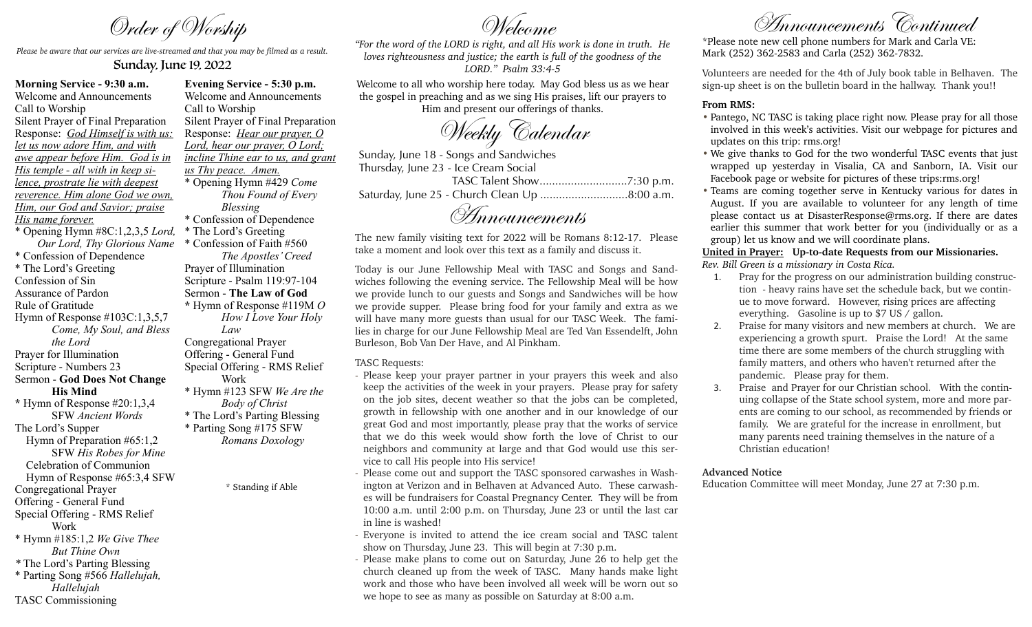# Order of Worship

*Please be aware that our services are live-streamed and that you may be filmed as a result.*

**Sunday, June 19, 2022**

**Morning Service - 9:30 a.m.**

Welcome and Announcements
Call to Worship
Silent Prayer of Final Preparation
Response: *God Himself is with us: let us now adore Him, and with awe appear before Him. God is in His temple - all with in keep silence, prostrate lie with deepest reverence. Him alone God we own, Him, our God and Savior; praise His name forever.*
\* Opening Hymn #8C:1,2,3,5 *Lord, Our Lord, Thy Glorious Name*
\* Confession of Dependence
\* The Lord's Greeting
Confession of Sin
Assurance of Pardon
Rule of Gratitude
Hymn of Response #103C:1,3,5,7 *Come, My Soul, and Bless the Lord*
Prayer for Illumination
Scripture - Numbers 23
Sermon - **God Does Not Change His Mind**
\* Hymn of Response #20:1,3,4 SFW *Ancient Words*
The Lord's Supper
Hymn of Preparation #65:1,2 SFW *His Robes for Mine*
Celebration of Communion
Hymn of Response #65:3,4 SFW
Congregational Prayer
Offering - General Fund
Special Offering - RMS Relief Work
\* Hymn #185:1,2 *We Give Thee But Thine Own*
\* The Lord's Parting Blessing
\* Parting Song #566 *Hallelujah, Hallelujah*
TASC Commissioning

**Evening Service - 5:30 p.m.**

Welcome and Announcements
Call to Worship
Silent Prayer of Final Preparation
Response: *Hear our prayer, O Lord, hear our prayer, O Lord; incline Thine ear to us, and grant us Thy peace. Amen.*
\* Opening Hymn #429 *Come Thou Found of Every Blessing*
\* Confession of Dependence
\* The Lord's Greeting
\* Confession of Faith #560 *The Apostles' Creed*
Prayer of Illumination
Scripture - Psalm 119:97-104
Sermon - **The Law of God**
\* Hymn of Response #119M *O How I Love Your Holy Law*
Congregational Prayer
Offering - General Fund
Special Offering - RMS Relief Work
\* Hymn #123 SFW *We Are the Body of Christ*
\* The Lord's Parting Blessing
\* Parting Song #175 SFW *Romans Doxology*

\* Standing if Able

# Welcome

*"For the word of the LORD is right, and all His work is done in truth. He loves righteousness and justice; the earth is full of the goodness of the LORD." Psalm 33:4-5*

Welcome to all who worship here today. May God bless us as we hear the gospel in preaching and as we sing His praises, lift our prayers to Him and present our offerings of thanks.

# Weekly Calendar

Sunday, June 18 - Songs and Sandwiches
Thursday, June 23 - Ice Cream Social
TASC Talent Show............................7:30 p.m.
Saturday, June 25 - Church Clean Up ............................8:00 a.m.

# Announcements

The new family visiting text for 2022 will be Romans 8:12-17. Please take a moment and look over this text as a family and discuss it.

Today is our June Fellowship Meal with TASC and Songs and Sandwiches following the evening service. The Fellowship Meal will be how we provide lunch to our guests and Songs and Sandwiches will be how we provide supper. Please bring food for your family and extra as we will have many more guests than usual for our TASC Week. The families in charge for our June Fellowship Meal are Ted Van Essendelft, John Burleson, Bob Van Der Have, and Al Pinkham.

TASC Requests:

- Please keep your prayer partner in your prayers this week and also keep the activities of the week in your prayers. Please pray for safety on the job sites, decent weather so that the jobs can be completed, growth in fellowship with one another and in our knowledge of our great God and most importantly, please pray that the works of service that we do this week would show forth the love of Christ to our neighbors and community at large and that God would use this service to call His people into His service!
- Please come out and support the TASC sponsored carwashes in Washington at Verizon and in Belhaven at Advanced Auto. These carwashes will be fundraisers for Coastal Pregnancy Center. They will be from 10:00 a.m. until 2:00 p.m. on Thursday, June 23 or until the last car in line is washed!
- Everyone is invited to attend the ice cream social and TASC talent show on Thursday, June 23. This will begin at 7:30 p.m.
- Please make plans to come out on Saturday, June 26 to help get the church cleaned up from the week of TASC. Many hands make light work and those who have been involved all week will be worn out so we hope to see as many as possible on Saturday at 8:00 a.m.

# Announcements Continued

\*Please note new cell phone numbers for Mark and Carla VE: Mark (252) 362-2583 and Carla (252) 362-7832.

Volunteers are needed for the 4th of July book table in Belhaven. The sign-up sheet is on the bulletin board in the hallway. Thank you!!

**From RMS:**

- Pantego, NC TASC is taking place right now. Please pray for all those involved in this week's activities. Visit our webpage for pictures and updates on this trip: rms.org!
- We give thanks to God for the two wonderful TASC events that just wrapped up yesterday in Visalia, CA and Sanborn, IA. Visit our Facebook page or website for pictures of these trips:rms.org!
- Teams are coming together serve in Kentucky various for dates in August. If you are available to volunteer for any length of time please contact us at DisasterResponse@rms.org. If there are dates earlier this summer that work better for you (individually or as a group) let us know and we will coordinate plans.

**United in Prayer: Up-to-date Requests from our Missionaries.**

*Rev. Bill Green is a missionary in Costa Rica.*

1. Pray for the progress on our administration building construction - heavy rains have set the schedule back, but we continue to move forward. However, rising prices are affecting everything. Gasoline is up to $7 US / gallon.
2. Praise for many visitors and new members at church. We are experiencing a growth spurt. Praise the Lord! At the same time there are some members of the church struggling with family matters, and others who haven't returned after the pandemic. Please pray for them.
3. Praise and Prayer for our Christian school. With the continuing collapse of the State school system, more and more parents are coming to our school, as recommended by friends or family. We are grateful for the increase in enrollment, but many parents need training themselves in the nature of a Christian education!

**Advanced Notice**

Education Committee will meet Monday, June 27 at 7:30 p.m.